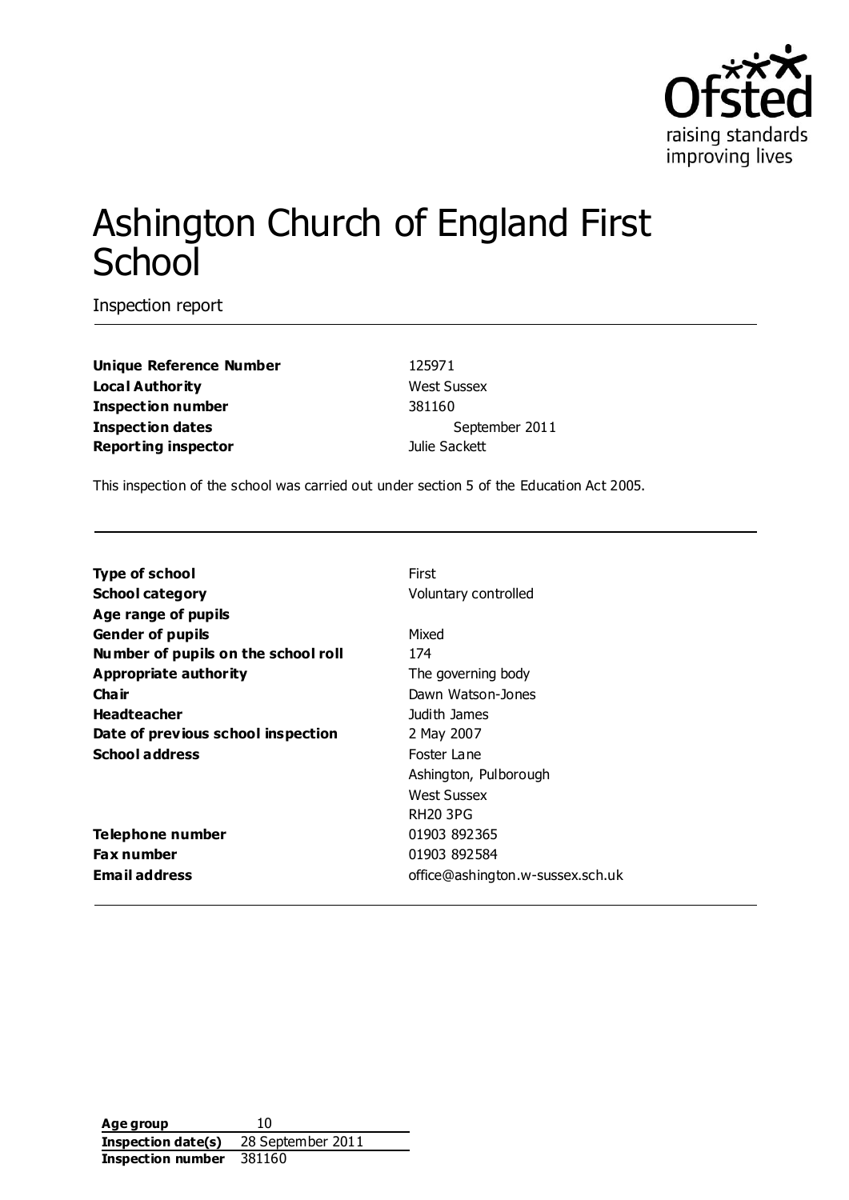# Ashington Church of England First School

Inspection report

| | |
|---|---|
| **Unique Reference Number** | 125971 |
| **Local Authority** | West Sussex |
| **Inspection number** | 381160 |
| **Inspection dates** | September 2011 |
| **Reporting inspector** | Julie Sackett |

This inspection of the school was carried out under section 5 of the Education Act 2005.

| | |
|---|---|
| **Type of school** | First |
| **School category** | Voluntary controlled |
| **Age range of pupils** | |
| **Gender of pupils** | Mixed |
| **Number of pupils on the school roll** | 174 |
| **Appropriate authority** | The governing body |
| **Chair** | Dawn Watson-Jones |
| **Headteacher** | Judith James |
| **Date of previous school inspection** | 2 May 2007 |
| **School address** | Foster Lane<br>Ashington, Pulborough<br>West Sussex<br>RH20 3PG |
| **Telephone number** | 01903 892365 |
| **Fax number** | 01903 892584 |
| **Email address** | office@ashington.w-sussex.sch.uk |

| | |
|---|---|
| **Age group** | 10 |
| **Inspection date(s)** | 28 September 2011 |
| **Inspection number** | 381160 |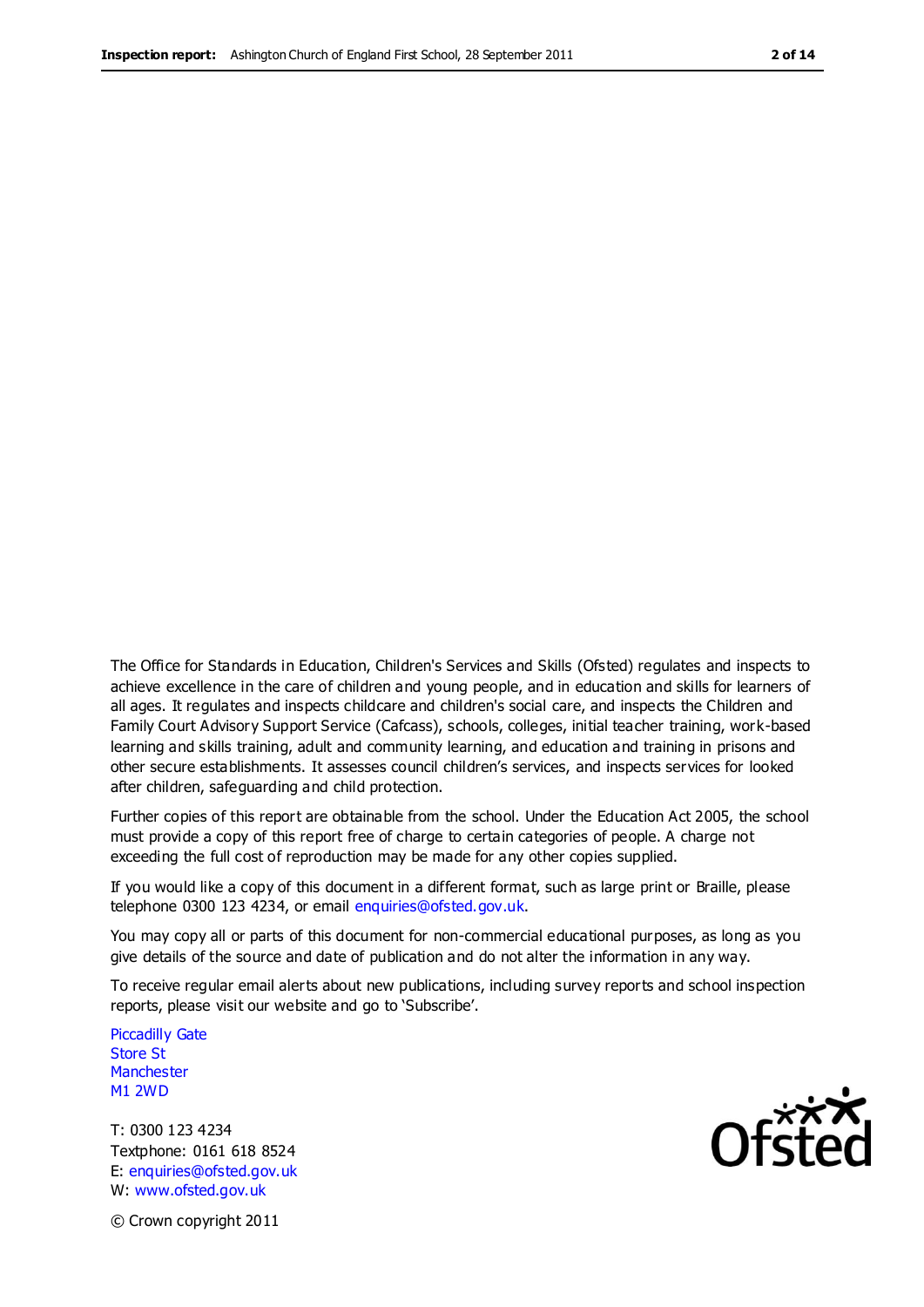The Office for Standards in Education, Children's Services and Skills (Ofsted) regulates and inspects to achieve excellence in the care of children and young people, and in education and skills for learners of all ages. It regulates and inspects childcare and children's social care, and inspects the Children and Family Court Advisory Support Service (Cafcass), schools, colleges, initial teacher training, work-based learning and skills training, adult and community learning, and education and training in prisons and other secure establishments. It assesses council children's services, and inspects services for looked after children, safeguarding and child protection.

Further copies of this report are obtainable from the school. Under the Education Act 2005, the school must provide a copy of this report free of charge to certain categories of people. A charge not exceeding the full cost of reproduction may be made for any other copies supplied.

If you would like a copy of this document in a different format, such as large print or Braille, please telephone 0300 123 4234, or email enquiries@ofsted.gov.uk.

You may copy all or parts of this document for non-commercial educational purposes, as long as you give details of the source and date of publication and do not alter the information in any way.

To receive regular email alerts about new publications, including survey reports and school inspection reports, please visit our website and go to 'Subscribe'.

Piccadilly Gate
Store St
Manchester
M1 2WD

T: 0300 123 4234
Textphone: 0161 618 8524
E: enquiries@ofsted.gov.uk
W: www.ofsted.gov.uk

Ofsted

© Crown copyright 2011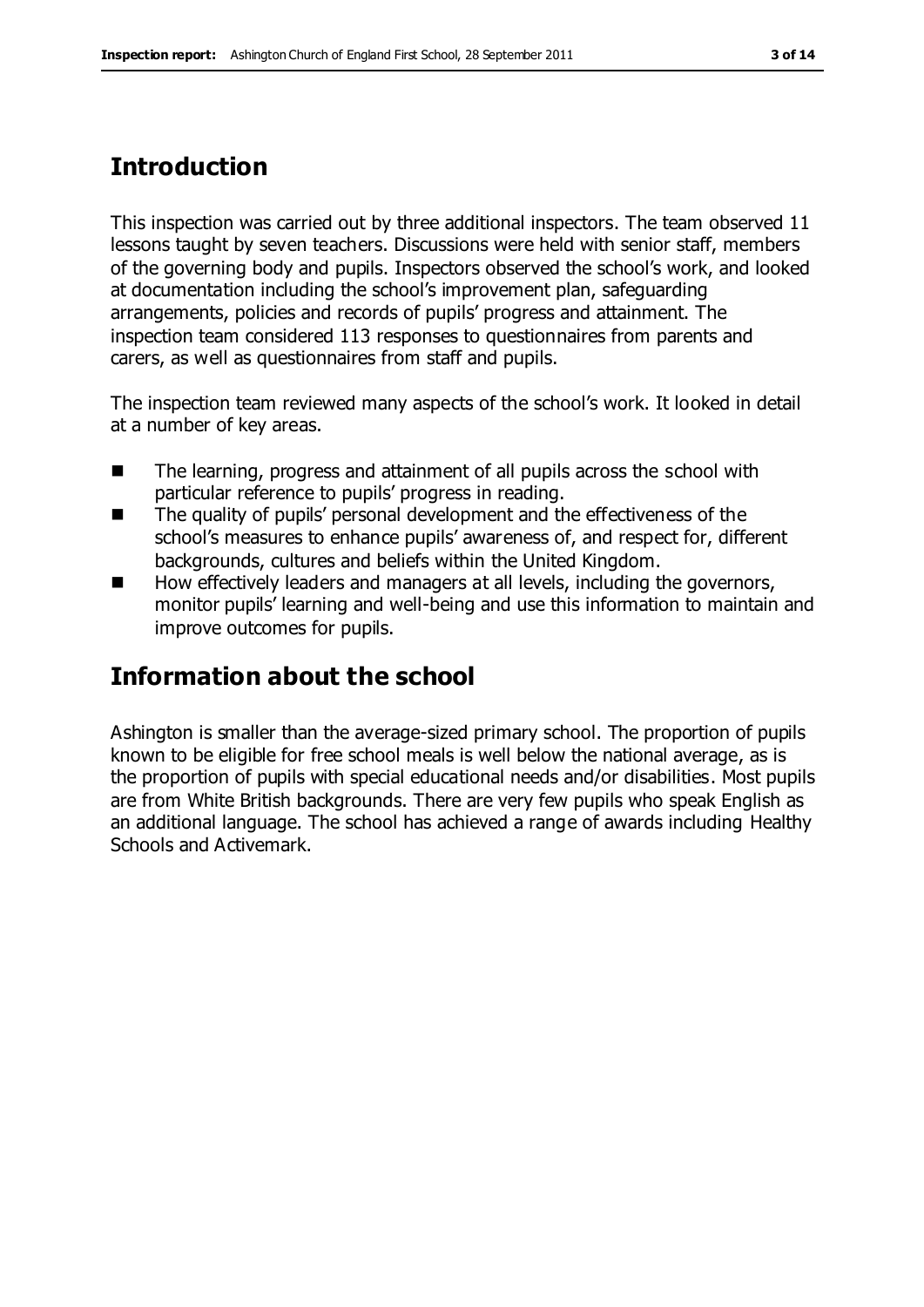## Introduction

This inspection was carried out by three additional inspectors. The team observed 11 lessons taught by seven teachers. Discussions were held with senior staff, members of the governing body and pupils. Inspectors observed the school's work, and looked at documentation including the school's improvement plan, safeguarding arrangements, policies and records of pupils' progress and attainment. The inspection team considered 113 responses to questionnaires from parents and carers, as well as questionnaires from staff and pupils.

The inspection team reviewed many aspects of the school's work. It looked in detail at a number of key areas.

- The learning, progress and attainment of all pupils across the school with particular reference to pupils' progress in reading.
- The quality of pupils' personal development and the effectiveness of the school's measures to enhance pupils' awareness of, and respect for, different backgrounds, cultures and beliefs within the United Kingdom.
- How effectively leaders and managers at all levels, including the governors, monitor pupils' learning and well-being and use this information to maintain and improve outcomes for pupils.

## Information about the school

Ashington is smaller than the average-sized primary school. The proportion of pupils known to be eligible for free school meals is well below the national average, as is the proportion of pupils with special educational needs and/or disabilities. Most pupils are from White British backgrounds. There are very few pupils who speak English as an additional language. The school has achieved a range of awards including Healthy Schools and Activemark.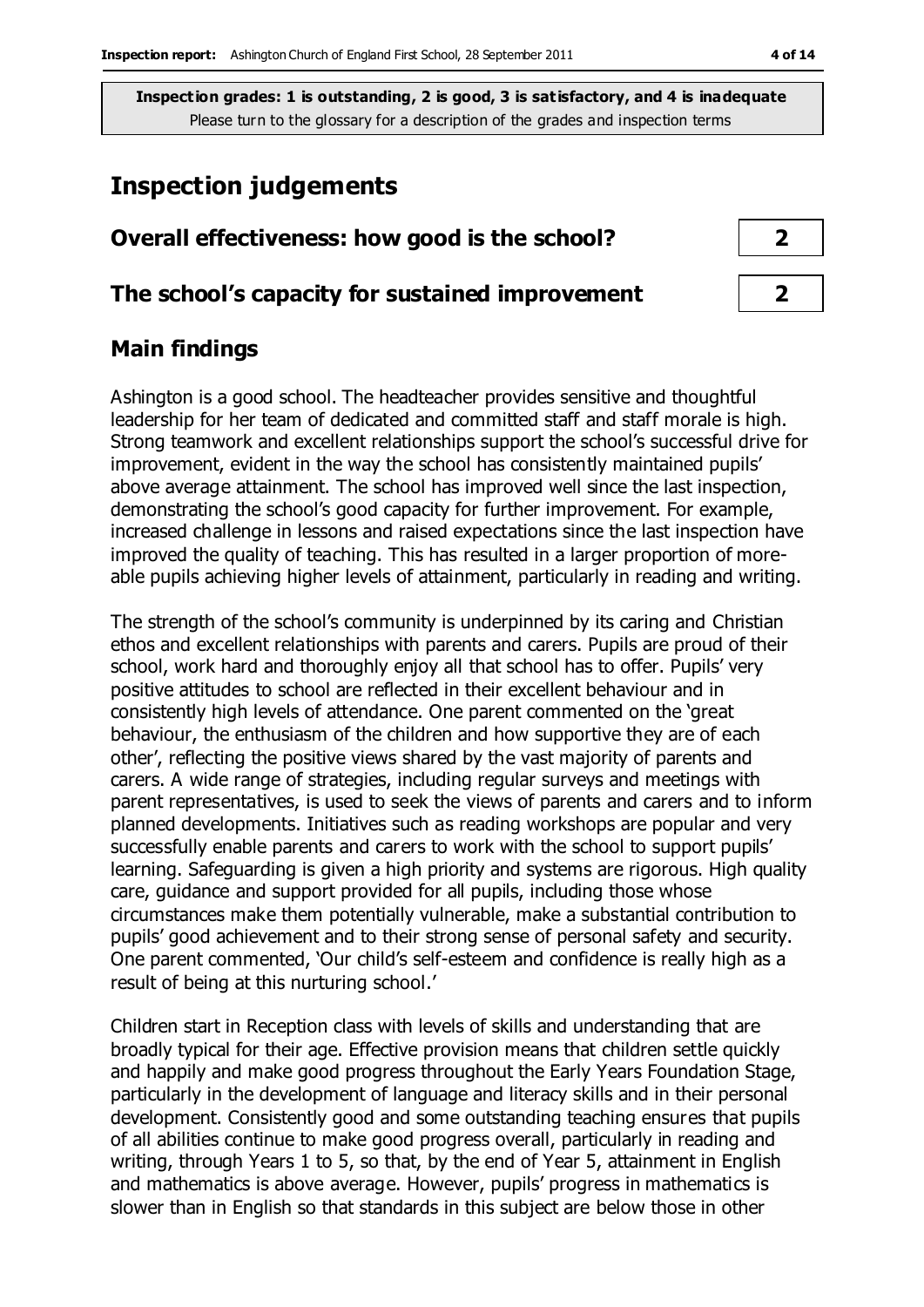**Inspection grades: 1 is outstanding, 2 is good, 3 is satisfactory, and 4 is inadequate**
Please turn to the glossary for a description of the grades and inspection terms

# Inspection judgements

| | |
|---|---|
| **Overall effectiveness: how good is the school?** | **2** |
| **The school's capacity for sustained improvement** | **2** |

## Main findings

Ashington is a good school. The headteacher provides sensitive and thoughtful leadership for her team of dedicated and committed staff and staff morale is high. Strong teamwork and excellent relationships support the school's successful drive for improvement, evident in the way the school has consistently maintained pupils' above average attainment. The school has improved well since the last inspection, demonstrating the school's good capacity for further improvement. For example, increased challenge in lessons and raised expectations since the last inspection have improved the quality of teaching. This has resulted in a larger proportion of more-able pupils achieving higher levels of attainment, particularly in reading and writing.

The strength of the school's community is underpinned by its caring and Christian ethos and excellent relationships with parents and carers. Pupils are proud of their school, work hard and thoroughly enjoy all that school has to offer. Pupils' very positive attitudes to school are reflected in their excellent behaviour and in consistently high levels of attendance. One parent commented on the 'great behaviour, the enthusiasm of the children and how supportive they are of each other', reflecting the positive views shared by the vast majority of parents and carers. A wide range of strategies, including regular surveys and meetings with parent representatives, is used to seek the views of parents and carers and to inform planned developments. Initiatives such as reading workshops are popular and very successfully enable parents and carers to work with the school to support pupils' learning. Safeguarding is given a high priority and systems are rigorous. High quality care, guidance and support provided for all pupils, including those whose circumstances make them potentially vulnerable, make a substantial contribution to pupils' good achievement and to their strong sense of personal safety and security. One parent commented, 'Our child's self-esteem and confidence is really high as a result of being at this nurturing school.'

Children start in Reception class with levels of skills and understanding that are broadly typical for their age. Effective provision means that children settle quickly and happily and make good progress throughout the Early Years Foundation Stage, particularly in the development of language and literacy skills and in their personal development. Consistently good and some outstanding teaching ensures that pupils of all abilities continue to make good progress overall, particularly in reading and writing, through Years 1 to 5, so that, by the end of Year 5, attainment in English and mathematics is above average. However, pupils' progress in mathematics is slower than in English so that standards in this subject are below those in other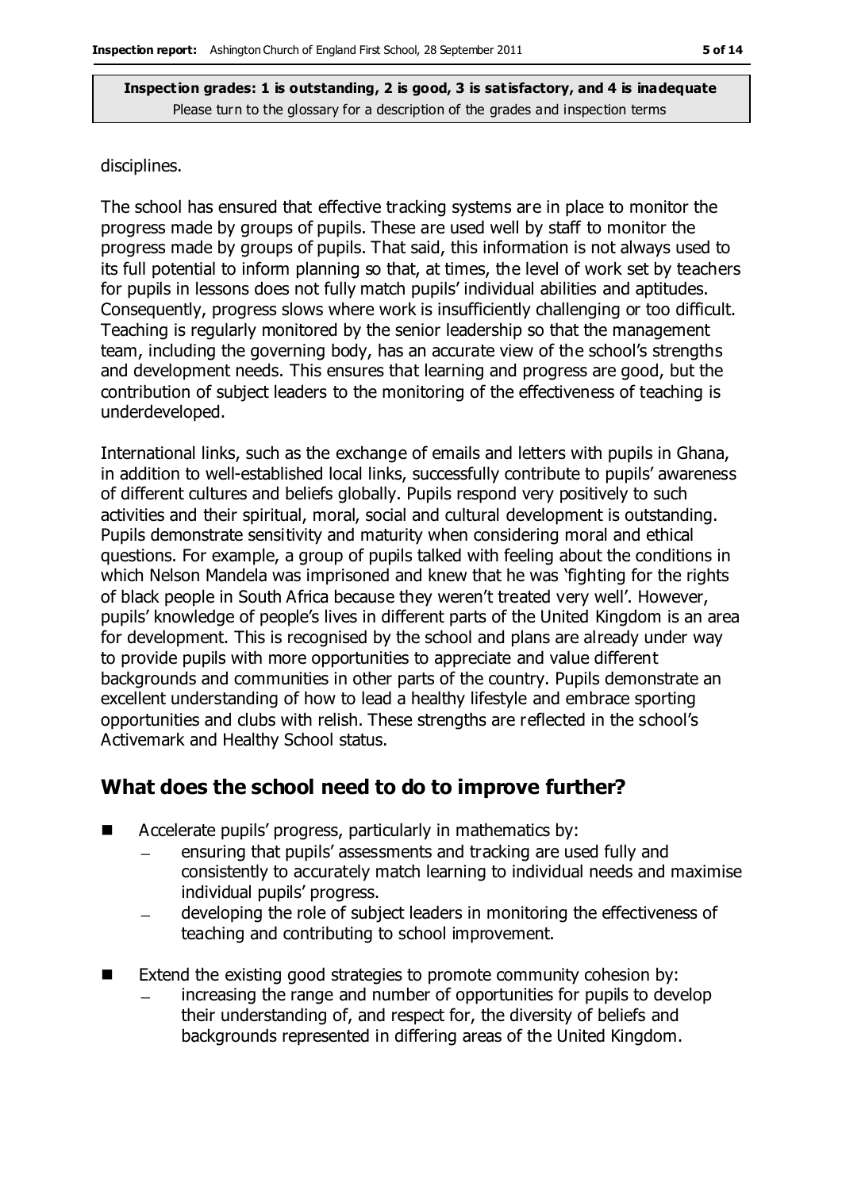disciplines.

The school has ensured that effective tracking systems are in place to monitor the progress made by groups of pupils. These are used well by staff to monitor the progress made by groups of pupils. That said, this information is not always used to its full potential to inform planning so that, at times, the level of work set by teachers for pupils in lessons does not fully match pupils' individual abilities and aptitudes. Consequently, progress slows where work is insufficiently challenging or too difficult. Teaching is regularly monitored by the senior leadership so that the management team, including the governing body, has an accurate view of the school's strengths and development needs. This ensures that learning and progress are good, but the contribution of subject leaders to the monitoring of the effectiveness of teaching is underdeveloped.

International links, such as the exchange of emails and letters with pupils in Ghana, in addition to well-established local links, successfully contribute to pupils' awareness of different cultures and beliefs globally. Pupils respond very positively to such activities and their spiritual, moral, social and cultural development is outstanding. Pupils demonstrate sensitivity and maturity when considering moral and ethical questions. For example, a group of pupils talked with feeling about the conditions in which Nelson Mandela was imprisoned and knew that he was 'fighting for the rights of black people in South Africa because they weren't treated very well'. However, pupils' knowledge of people's lives in different parts of the United Kingdom is an area for development. This is recognised by the school and plans are already under way to provide pupils with more opportunities to appreciate and value different backgrounds and communities in other parts of the country. Pupils demonstrate an excellent understanding of how to lead a healthy lifestyle and embrace sporting opportunities and clubs with relish. These strengths are reflected in the school's Activemark and Healthy School status.

## What does the school need to do to improve further?

- Accelerate pupils' progress, particularly in mathematics by:
  - ensuring that pupils' assessments and tracking are used fully and consistently to accurately match learning to individual needs and maximise individual pupils' progress.
  - developing the role of subject leaders in monitoring the effectiveness of teaching and contributing to school improvement.
- Extend the existing good strategies to promote community cohesion by:
  - increasing the range and number of opportunities for pupils to develop their understanding of, and respect for, the diversity of beliefs and backgrounds represented in differing areas of the United Kingdom.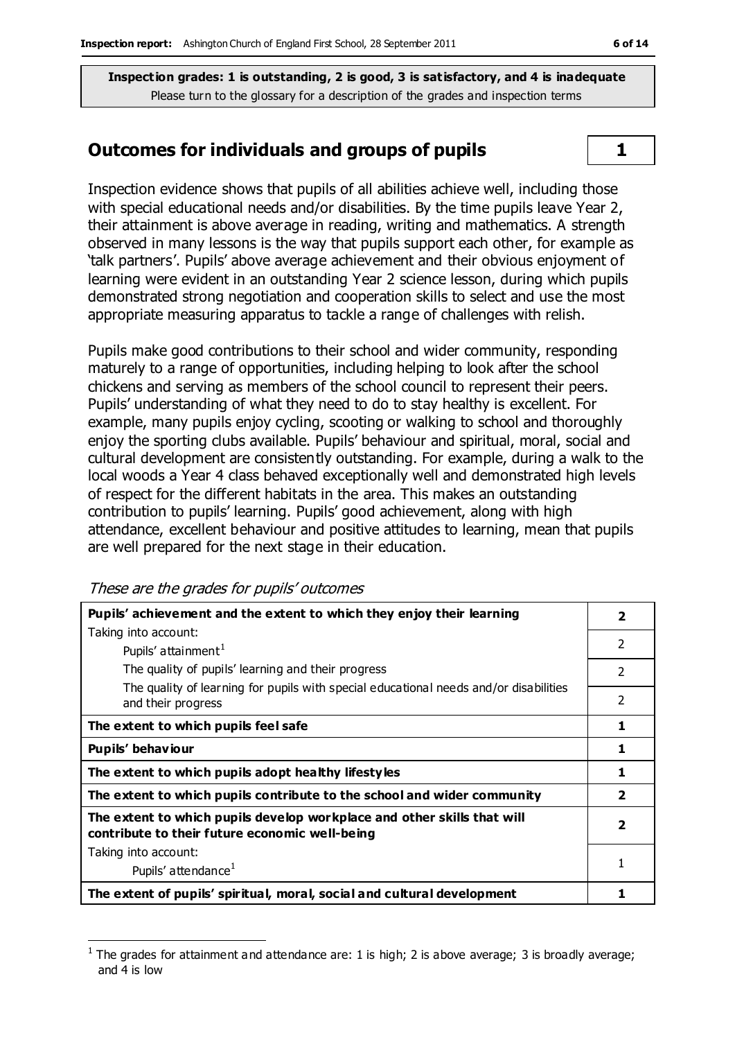**Inspection grades: 1 is outstanding, 2 is good, 3 is satisfactory, and 4 is inadequate**
Please turn to the glossary for a description of the grades and inspection terms

## Outcomes for individuals and groups of pupils — 1

Inspection evidence shows that pupils of all abilities achieve well, including those with special educational needs and/or disabilities. By the time pupils leave Year 2, their attainment is above average in reading, writing and mathematics. A strength observed in many lessons is the way that pupils support each other, for example as 'talk partners'. Pupils' above average achievement and their obvious enjoyment of learning were evident in an outstanding Year 2 science lesson, during which pupils demonstrated strong negotiation and cooperation skills to select and use the most appropriate measuring apparatus to tackle a range of challenges with relish.

Pupils make good contributions to their school and wider community, responding maturely to a range of opportunities, including helping to look after the school chickens and serving as members of the school council to represent their peers. Pupils' understanding of what they need to do to stay healthy is excellent. For example, many pupils enjoy cycling, scooting or walking to school and thoroughly enjoy the sporting clubs available. Pupils' behaviour and spiritual, moral, social and cultural development are consistently outstanding. For example, during a walk to the local woods a Year 4 class behaved exceptionally well and demonstrated high levels of respect for the different habitats in the area. This makes an outstanding contribution to pupils' learning. Pupils' good achievement, along with high attendance, excellent behaviour and positive attitudes to learning, mean that pupils are well prepared for the next stage in their education.

*These are the grades for pupils' outcomes*

| Outcome | Grade |
|---|---|
| **Pupils' achievement and the extent to which they enjoy their learning** | **2** |
| Taking into account: Pupils' attainment[1] | 2 |
| The quality of pupils' learning and their progress | 2 |
| The quality of learning for pupils with special educational needs and/or disabilities and their progress | 2 |
| **The extent to which pupils feel safe** | **1** |
| **Pupils' behaviour** | **1** |
| **The extent to which pupils adopt healthy lifestyles** | **1** |
| **The extent to which pupils contribute to the school and wider community** | **2** |
| **The extent to which pupils develop workplace and other skills that will contribute to their future economic well-being** | **2** |
| Taking into account: Pupils' attendance[1] | 1 |
| **The extent of pupils' spiritual, moral, social and cultural development** | **1** |

[1] The grades for attainment and attendance are: 1 is high; 2 is above average; 3 is broadly average; and 4 is low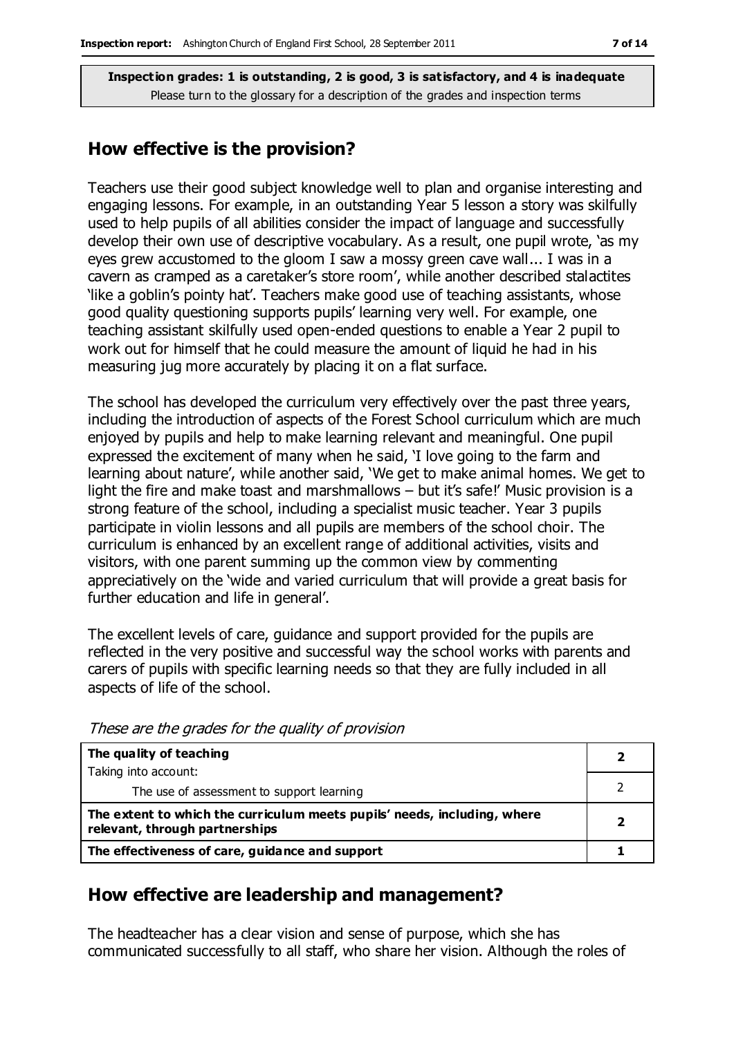**Inspection grades: 1 is outstanding, 2 is good, 3 is satisfactory, and 4 is inadequate**
Please turn to the glossary for a description of the grades and inspection terms

## How effective is the provision?

Teachers use their good subject knowledge well to plan and organise interesting and engaging lessons. For example, in an outstanding Year 5 lesson a story was skilfully used to help pupils of all abilities consider the impact of language and successfully develop their own use of descriptive vocabulary. As a result, one pupil wrote, 'as my eyes grew accustomed to the gloom I saw a mossy green cave wall... I was in a cavern as cramped as a caretaker's store room', while another described stalactites 'like a goblin's pointy hat'. Teachers make good use of teaching assistants, whose good quality questioning supports pupils' learning very well. For example, one teaching assistant skilfully used open-ended questions to enable a Year 2 pupil to work out for himself that he could measure the amount of liquid he had in his measuring jug more accurately by placing it on a flat surface.

The school has developed the curriculum very effectively over the past three years, including the introduction of aspects of the Forest School curriculum which are much enjoyed by pupils and help to make learning relevant and meaningful. One pupil expressed the excitement of many when he said, 'I love going to the farm and learning about nature', while another said, 'We get to make animal homes. We get to light the fire and make toast and marshmallows – but it's safe!' Music provision is a strong feature of the school, including a specialist music teacher. Year 3 pupils participate in violin lessons and all pupils are members of the school choir. The curriculum is enhanced by an excellent range of additional activities, visits and visitors, with one parent summing up the common view by commenting appreciatively on the 'wide and varied curriculum that will provide a great basis for further education and life in general'.

The excellent levels of care, guidance and support provided for the pupils are reflected in the very positive and successful way the school works with parents and carers of pupils with specific learning needs so that they are fully included in all aspects of life of the school.

*These are the grades for the quality of provision*

| | |
|---|---|
| **The quality of teaching**<br>Taking into account: | **2** |
| The use of assessment to support learning | 2 |
| **The extent to which the curriculum meets pupils' needs, including, where relevant, through partnerships** | **2** |
| **The effectiveness of care, guidance and support** | **1** |

## How effective are leadership and management?

The headteacher has a clear vision and sense of purpose, which she has communicated successfully to all staff, who share her vision. Although the roles of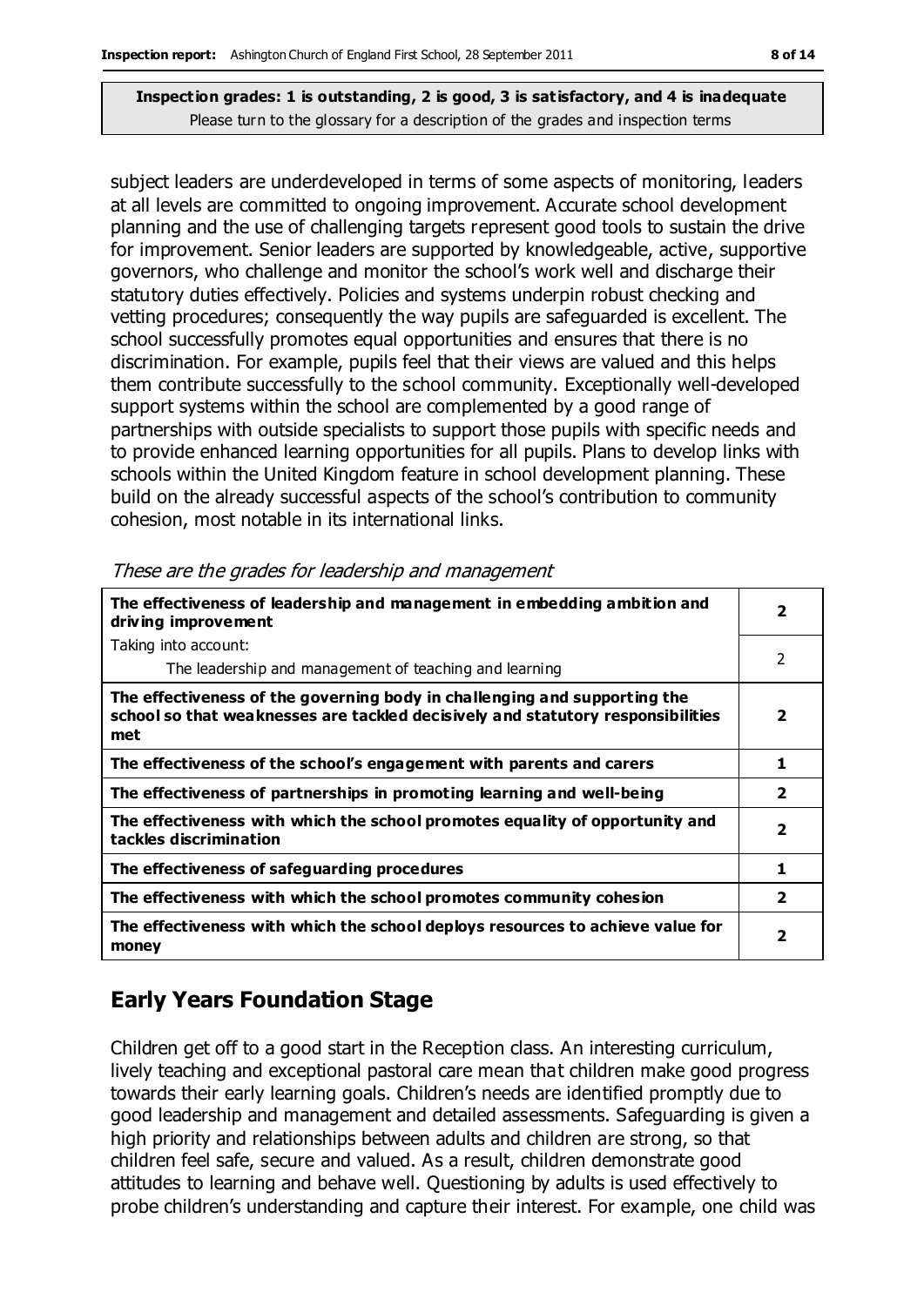**Inspection grades: 1 is outstanding, 2 is good, 3 is satisfactory, and 4 is inadequate**
Please turn to the glossary for a description of the grades and inspection terms

subject leaders are underdeveloped in terms of some aspects of monitoring, leaders at all levels are committed to ongoing improvement. Accurate school development planning and the use of challenging targets represent good tools to sustain the drive for improvement. Senior leaders are supported by knowledgeable, active, supportive governors, who challenge and monitor the school's work well and discharge their statutory duties effectively. Policies and systems underpin robust checking and vetting procedures; consequently the way pupils are safeguarded is excellent. The school successfully promotes equal opportunities and ensures that there is no discrimination. For example, pupils feel that their views are valued and this helps them contribute successfully to the school community. Exceptionally well-developed support systems within the school are complemented by a good range of partnerships with outside specialists to support those pupils with specific needs and to provide enhanced learning opportunities for all pupils. Plans to develop links with schools within the United Kingdom feature in school development planning. These build on the already successful aspects of the school's contribution to community cohesion, most notable in its international links.

*These are the grades for leadership and management*

| | |
|---|---|
| **The effectiveness of leadership and management in embedding ambition and driving improvement** | **2** |
| Taking into account: The leadership and management of teaching and learning | 2 |
| **The effectiveness of the governing body in challenging and supporting the school so that weaknesses are tackled decisively and statutory responsibilities met** | **2** |
| **The effectiveness of the school's engagement with parents and carers** | **1** |
| **The effectiveness of partnerships in promoting learning and well-being** | **2** |
| **The effectiveness with which the school promotes equality of opportunity and tackles discrimination** | **2** |
| **The effectiveness of safeguarding procedures** | **1** |
| **The effectiveness with which the school promotes community cohesion** | **2** |
| **The effectiveness with which the school deploys resources to achieve value for money** | **2** |

## Early Years Foundation Stage

Children get off to a good start in the Reception class. An interesting curriculum, lively teaching and exceptional pastoral care mean that children make good progress towards their early learning goals. Children's needs are identified promptly due to good leadership and management and detailed assessments. Safeguarding is given a high priority and relationships between adults and children are strong, so that children feel safe, secure and valued. As a result, children demonstrate good attitudes to learning and behave well. Questioning by adults is used effectively to probe children's understanding and capture their interest. For example, one child was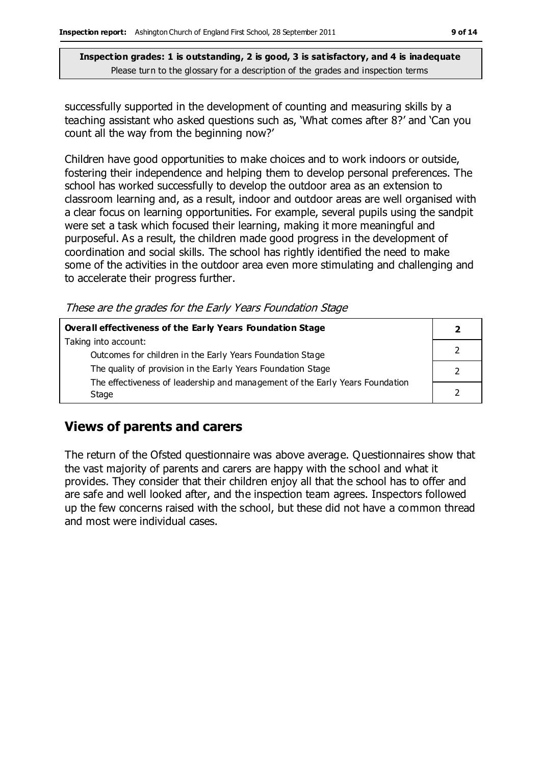successfully supported in the development of counting and measuring skills by a teaching assistant who asked questions such as, 'What comes after 8?' and 'Can you count all the way from the beginning now?'

Children have good opportunities to make choices and to work indoors or outside, fostering their independence and helping them to develop personal preferences. The school has worked successfully to develop the outdoor area as an extension to classroom learning and, as a result, indoor and outdoor areas are well organised with a clear focus on learning opportunities. For example, several pupils using the sandpit were set a task which focused their learning, making it more meaningful and purposeful. As a result, the children made good progress in the development of coordination and social skills. The school has rightly identified the need to make some of the activities in the outdoor area even more stimulating and challenging and to accelerate their progress further.

*These are the grades for the Early Years Foundation Stage*

| **Overall effectiveness of the Early Years Foundation Stage** | **2** |
|---|---|
| Taking into account: Outcomes for children in the Early Years Foundation Stage | 2 |
| The quality of provision in the Early Years Foundation Stage | 2 |
| The effectiveness of leadership and management of the Early Years Foundation Stage | 2 |

## Views of parents and carers

The return of the Ofsted questionnaire was above average. Questionnaires show that the vast majority of parents and carers are happy with the school and what it provides. They consider that their children enjoy all that the school has to offer and are safe and well looked after, and the inspection team agrees. Inspectors followed up the few concerns raised with the school, but these did not have a common thread and most were individual cases.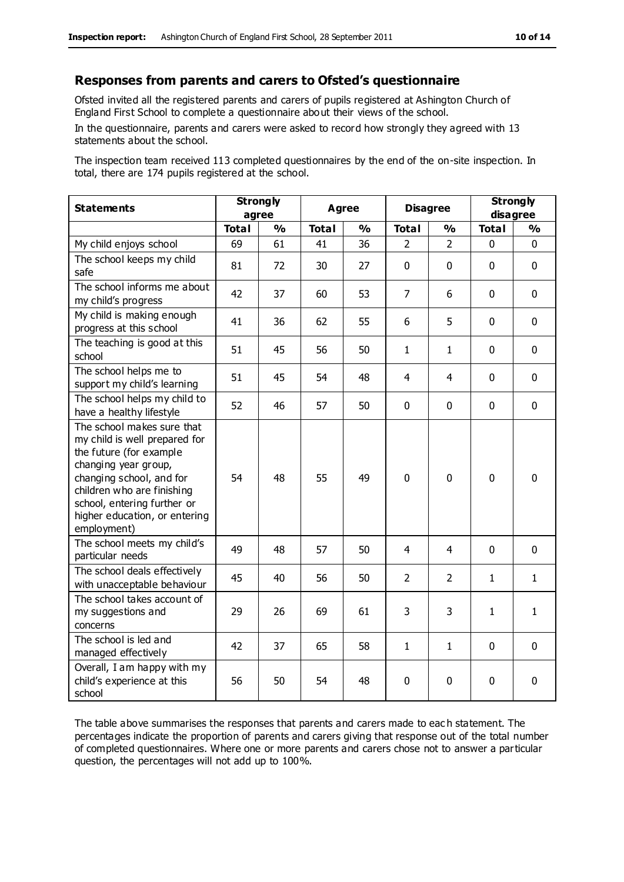## Responses from parents and carers to Ofsted's questionnaire

Ofsted invited all the registered parents and carers of pupils registered at Ashington Church of England First School to complete a questionnaire about their views of the school.

In the questionnaire, parents and carers were asked to record how strongly they agreed with 13 statements about the school.

The inspection team received 113 completed questionnaires by the end of the on-site inspection. In total, there are 174 pupils registered at the school.

| Statements | Strongly agree | | Agree | | Disagree | | Strongly disagree | |
|---|---|---|---|---|---|---|---|---|
| | Total | % | Total | % | Total | % | Total | % |
| My child enjoys school | 69 | 61 | 41 | 36 | 2 | 2 | 0 | 0 |
| The school keeps my child safe | 81 | 72 | 30 | 27 | 0 | 0 | 0 | 0 |
| The school informs me about my child's progress | 42 | 37 | 60 | 53 | 7 | 6 | 0 | 0 |
| My child is making enough progress at this school | 41 | 36 | 62 | 55 | 6 | 5 | 0 | 0 |
| The teaching is good at this school | 51 | 45 | 56 | 50 | 1 | 1 | 0 | 0 |
| The school helps me to support my child's learning | 51 | 45 | 54 | 48 | 4 | 4 | 0 | 0 |
| The school helps my child to have a healthy lifestyle | 52 | 46 | 57 | 50 | 0 | 0 | 0 | 0 |
| The school makes sure that my child is well prepared for the future (for example changing year group, changing school, and for children who are finishing school, entering further or higher education, or entering employment) | 54 | 48 | 55 | 49 | 0 | 0 | 0 | 0 |
| The school meets my child's particular needs | 49 | 48 | 57 | 50 | 4 | 4 | 0 | 0 |
| The school deals effectively with unacceptable behaviour | 45 | 40 | 56 | 50 | 2 | 2 | 1 | 1 |
| The school takes account of my suggestions and concerns | 29 | 26 | 69 | 61 | 3 | 3 | 1 | 1 |
| The school is led and managed effectively | 42 | 37 | 65 | 58 | 1 | 1 | 0 | 0 |
| Overall, I am happy with my child's experience at this school | 56 | 50 | 54 | 48 | 0 | 0 | 0 | 0 |

The table above summarises the responses that parents and carers made to each statement. The percentages indicate the proportion of parents and carers giving that response out of the total number of completed questionnaires. Where one or more parents and carers chose not to answer a particular question, the percentages will not add up to 100%.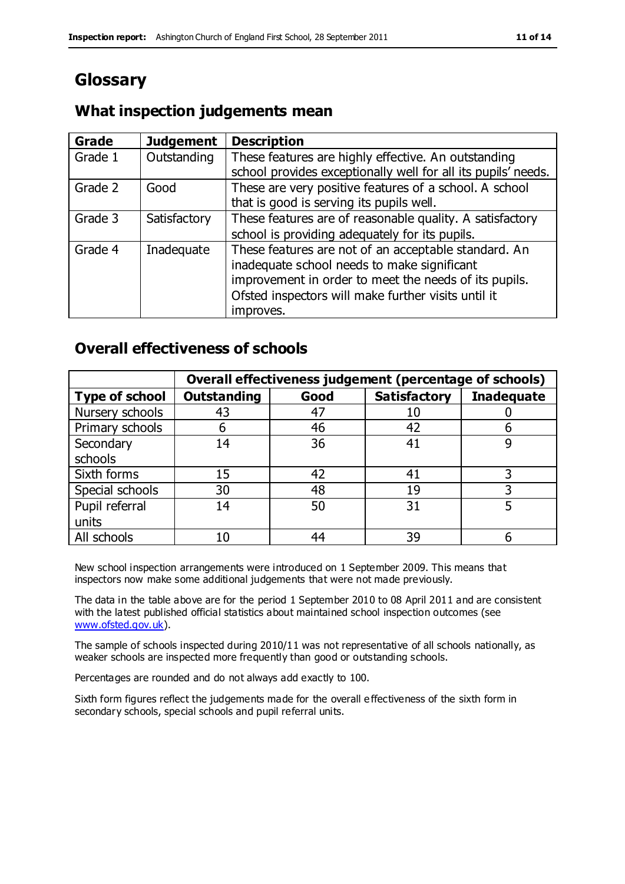# Glossary

## What inspection judgements mean

| Grade | Judgement | Description |
|---|---|---|
| Grade 1 | Outstanding | These features are highly effective. An outstanding school provides exceptionally well for all its pupils' needs. |
| Grade 2 | Good | These are very positive features of a school. A school that is good is serving its pupils well. |
| Grade 3 | Satisfactory | These features are of reasonable quality. A satisfactory school is providing adequately for its pupils. |
| Grade 4 | Inadequate | These features are not of an acceptable standard. An inadequate school needs to make significant improvement in order to meet the needs of its pupils. Ofsted inspectors will make further visits until it improves. |

## Overall effectiveness of schools

| | Overall effectiveness judgement (percentage of schools) | | | |
|---|---|---|---|---|
| **Type of school** | **Outstanding** | **Good** | **Satisfactory** | **Inadequate** |
| Nursery schools | 43 | 47 | 10 | 0 |
| Primary schools | 6 | 46 | 42 | 6 |
| Secondary schools | 14 | 36 | 41 | 9 |
| Sixth forms | 15 | 42 | 41 | 3 |
| Special schools | 30 | 48 | 19 | 3 |
| Pupil referral units | 14 | 50 | 31 | 5 |
| All schools | 10 | 44 | 39 | 6 |

New school inspection arrangements were introduced on 1 September 2009. This means that inspectors now make some additional judgements that were not made previously.

The data in the table above are for the period 1 September 2010 to 08 April 2011 and are consistent with the latest published official statistics about maintained school inspection outcomes (see www.ofsted.gov.uk).

The sample of schools inspected during 2010/11 was not representative of all schools nationally, as weaker schools are inspected more frequently than good or outstanding schools.

Percentages are rounded and do not always add exactly to 100.

Sixth form figures reflect the judgements made for the overall effectiveness of the sixth form in secondary schools, special schools and pupil referral units.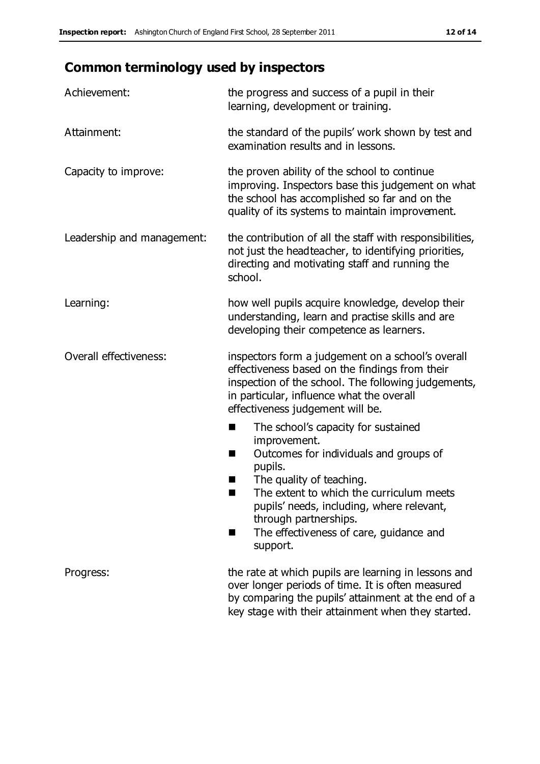## Common terminology used by inspectors

| | |
|---|---|
| Achievement: | the progress and success of a pupil in their learning, development or training. |
| Attainment: | the standard of the pupils' work shown by test and examination results and in lessons. |
| Capacity to improve: | the proven ability of the school to continue improving. Inspectors base this judgement on what the school has accomplished so far and on the quality of its systems to maintain improvement. |
| Leadership and management: | the contribution of all the staff with responsibilities, not just the headteacher, to identifying priorities, directing and motivating staff and running the school. |
| Learning: | how well pupils acquire knowledge, develop their understanding, learn and practise skills and are developing their competence as learners. |
| Overall effectiveness: | inspectors form a judgement on a school's overall effectiveness based on the findings from their inspection of the school. The following judgements, in particular, influence what the overall effectiveness judgement will be.<br>■ The school's capacity for sustained improvement.<br>■ Outcomes for individuals and groups of pupils.<br>■ The quality of teaching.<br>■ The extent to which the curriculum meets pupils' needs, including, where relevant, through partnerships.<br>■ The effectiveness of care, guidance and support. |
| Progress: | the rate at which pupils are learning in lessons and over longer periods of time. It is often measured by comparing the pupils' attainment at the end of a key stage with their attainment when they started. |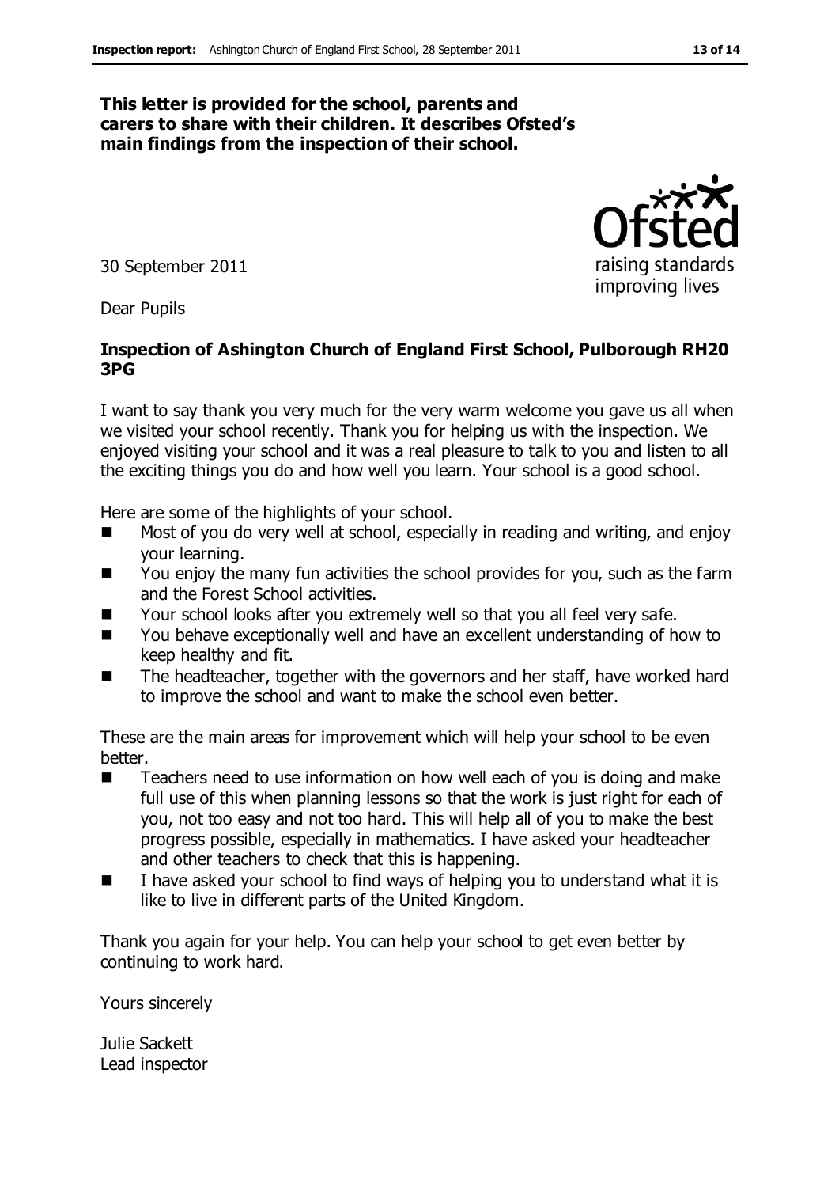**This letter is provided for the school, parents and carers to share with their children. It describes Ofsted's main findings from the inspection of their school.**

30 September 2011

Dear Pupils

**Inspection of Ashington Church of England First School, Pulborough RH20 3PG**

I want to say thank you very much for the very warm welcome you gave us all when we visited your school recently. Thank you for helping us with the inspection. We enjoyed visiting your school and it was a real pleasure to talk to you and listen to all the exciting things you do and how well you learn. Your school is a good school.

Here are some of the highlights of your school.

- Most of you do very well at school, especially in reading and writing, and enjoy your learning.
- You enjoy the many fun activities the school provides for you, such as the farm and the Forest School activities.
- Your school looks after you extremely well so that you all feel very safe.
- You behave exceptionally well and have an excellent understanding of how to keep healthy and fit.
- The headteacher, together with the governors and her staff, have worked hard to improve the school and want to make the school even better.

These are the main areas for improvement which will help your school to be even better.

- Teachers need to use information on how well each of you is doing and make full use of this when planning lessons so that the work is just right for each of you, not too easy and not too hard. This will help all of you to make the best progress possible, especially in mathematics. I have asked your headteacher and other teachers to check that this is happening.
- I have asked your school to find ways of helping you to understand what it is like to live in different parts of the United Kingdom.

Thank you again for your help. You can help your school to get even better by continuing to work hard.

Yours sincerely

Julie Sackett
Lead inspector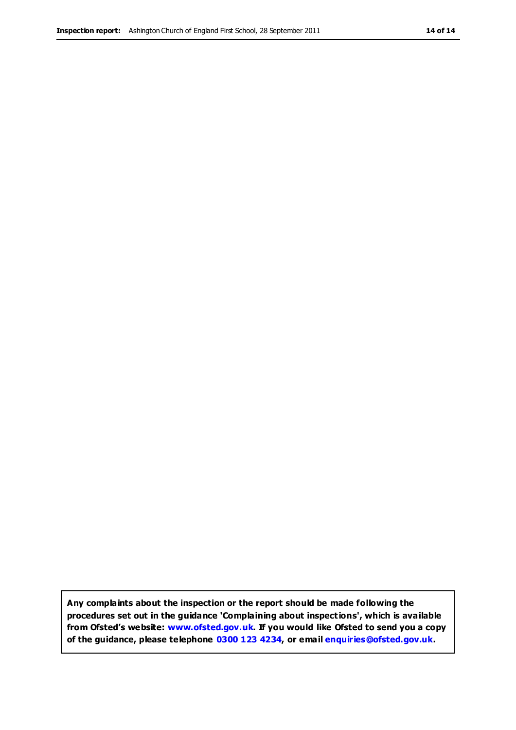**Any complaints about the inspection or the report should be made following the procedures set out in the guidance 'Complaining about inspections', which is available from Ofsted's website: www.ofsted.gov.uk. If you would like Ofsted to send you a copy of the guidance, please telephone 0300 123 4234, or email enquiries@ofsted.gov.uk.**